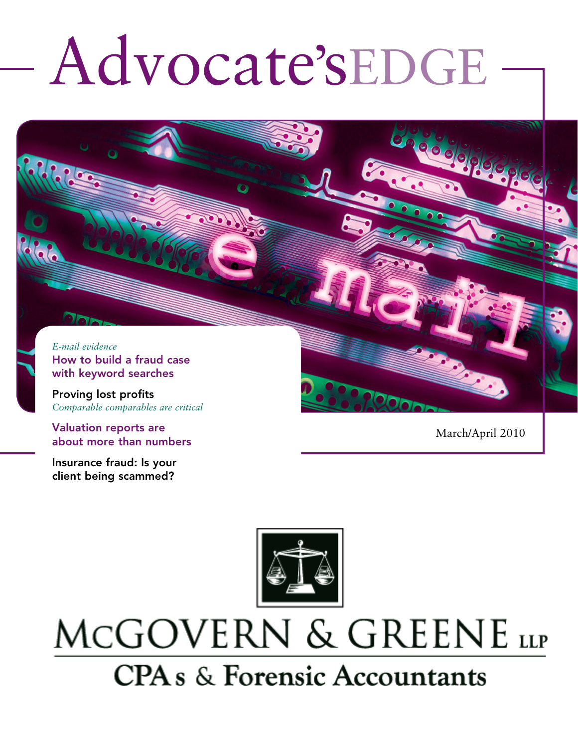# Advocate'sEDGE

*E-mail evidence*
**How to build a fraud case with keyword searches**

**Proving lost profits**
*Comparable comparables are critical*

**Valuation reports are about more than numbers**

**Insurance fraud: Is your client being scammed?**

March/April 2010

McGOVERN & GREENE LLP

CPAs & Forensic Accountants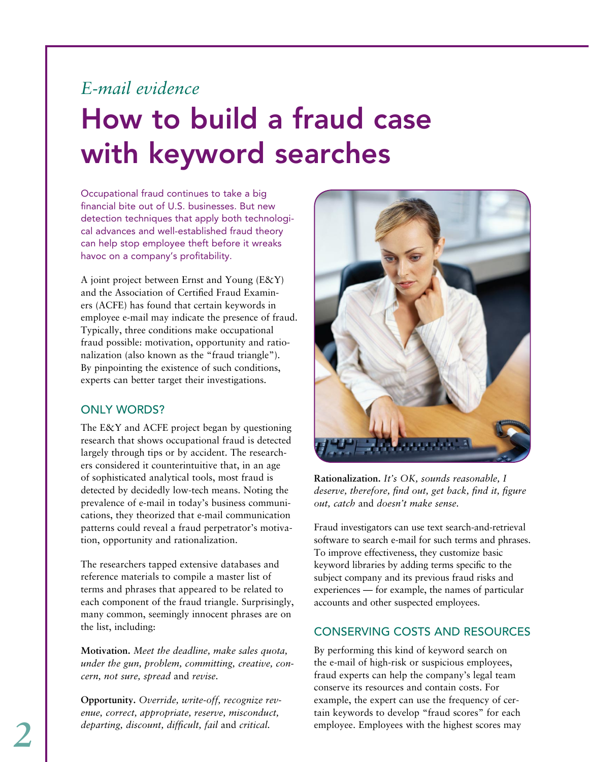*E-mail evidence*

# How to build a fraud case with keyword searches

Occupational fraud continues to take a big financial bite out of U.S. businesses. But new detection techniques that apply both technological advances and well-established fraud theory can help stop employee theft before it wreaks havoc on a company's profitability.

A joint project between Ernst and Young (E&Y) and the Association of Certified Fraud Examiners (ACFE) has found that certain keywords in employee e-mail may indicate the presence of fraud. Typically, three conditions make occupational fraud possible: motivation, opportunity and rationalization (also known as the "fraud triangle"). By pinpointing the existence of such conditions, experts can better target their investigations.

## ONLY WORDS?

The E&Y and ACFE project began by questioning research that shows occupational fraud is detected largely through tips or by accident. The researchers considered it counterintuitive that, in an age of sophisticated analytical tools, most fraud is detected by decidedly low-tech means. Noting the prevalence of e-mail in today's business communications, they theorized that e-mail communication patterns could reveal a fraud perpetrator's motivation, opportunity and rationalization.

The researchers tapped extensive databases and reference materials to compile a master list of terms and phrases that appeared to be related to each component of the fraud triangle. Surprisingly, many common, seemingly innocent phrases are on the list, including:

**Motivation.** *Meet the deadline, make sales quota, under the gun, problem, committing, creative, concern, not sure, spread* and *revise.*

**Opportunity.** *Override, write-off, recognize revenue, correct, appropriate, reserve, misconduct, departing, discount, difficult, fail* and *critical.*

**Rationalization.** *It's OK, sounds reasonable, I deserve, therefore, find out, get back, find it, figure out, catch* and *doesn't make sense.*

Fraud investigators can use text search-and-retrieval software to search e-mail for such terms and phrases. To improve effectiveness, they customize basic keyword libraries by adding terms specific to the subject company and its previous fraud risks and experiences — for example, the names of particular accounts and other suspected employees.

## CONSERVING COSTS AND RESOURCES

By performing this kind of keyword search on the e-mail of high-risk or suspicious employees, fraud experts can help the company's legal team conserve its resources and contain costs. For example, the expert can use the frequency of certain keywords to develop "fraud scores" for each employee. Employees with the highest scores may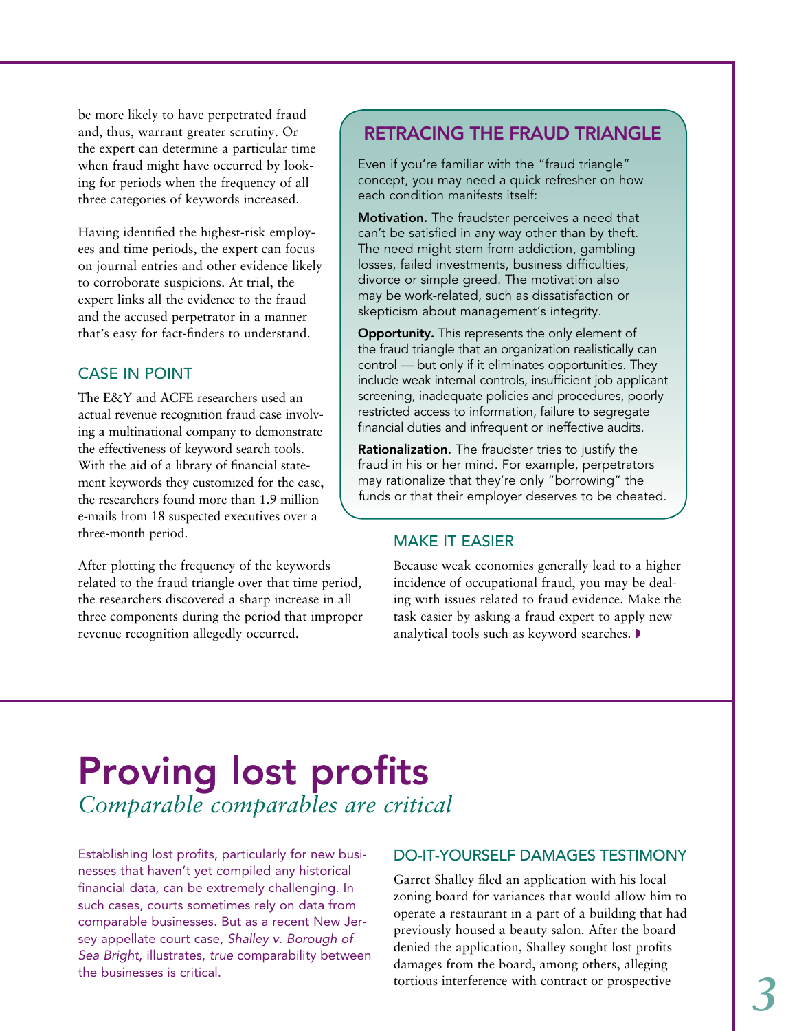be more likely to have perpetrated fraud and, thus, warrant greater scrutiny. Or the expert can determine a particular time when fraud might have occurred by looking for periods when the frequency of all three categories of keywords increased.

Having identified the highest-risk employees and time periods, the expert can focus on journal entries and other evidence likely to corroborate suspicions. At trial, the expert links all the evidence to the fraud and the accused perpetrator in a manner that's easy for fact-finders to understand.

### CASE IN POINT

The E&Y and ACFE researchers used an actual revenue recognition fraud case involving a multinational company to demonstrate the effectiveness of keyword search tools. With the aid of a library of financial statement keywords they customized for the case, the researchers found more than 1.9 million e-mails from 18 suspected executives over a three-month period.

After plotting the frequency of the keywords related to the fraud triangle over that time period, the researchers discovered a sharp increase in all three components during the period that improper revenue recognition allegedly occurred.

### RETRACING THE FRAUD TRIANGLE

Even if you're familiar with the "fraud triangle" concept, you may need a quick refresher on how each condition manifests itself:

**Motivation.** The fraudster perceives a need that can't be satisfied in any way other than by theft. The need might stem from addiction, gambling losses, failed investments, business difficulties, divorce or simple greed. The motivation also may be work-related, such as dissatisfaction or skepticism about management's integrity.

**Opportunity.** This represents the only element of the fraud triangle that an organization realistically can control — but only if it eliminates opportunities. They include weak internal controls, insufficient job applicant screening, inadequate policies and procedures, poorly restricted access to information, failure to segregate financial duties and infrequent or ineffective audits.

**Rationalization.** The fraudster tries to justify the fraud in his or her mind. For example, perpetrators may rationalize that they're only "borrowing" the funds or that their employer deserves to be cheated.

### MAKE IT EASIER

Because weak economies generally lead to a higher incidence of occupational fraud, you may be dealing with issues related to fraud evidence. Make the task easier by asking a fraud expert to apply new analytical tools such as keyword searches.

# Proving lost profits

*Comparable comparables are critical*

Establishing lost profits, particularly for new businesses that haven't yet compiled any historical financial data, can be extremely challenging. In such cases, courts sometimes rely on data from comparable businesses. But as a recent New Jersey appellate court case, *Shalley v. Borough of Sea Bright*, illustrates, *true* comparability between the businesses is critical.

### DO-IT-YOURSELF DAMAGES TESTIMONY

Garret Shalley filed an application with his local zoning board for variances that would allow him to operate a restaurant in a part of a building that had previously housed a beauty salon. After the board denied the application, Shalley sought lost profits damages from the board, among others, alleging tortious interference with contract or prospective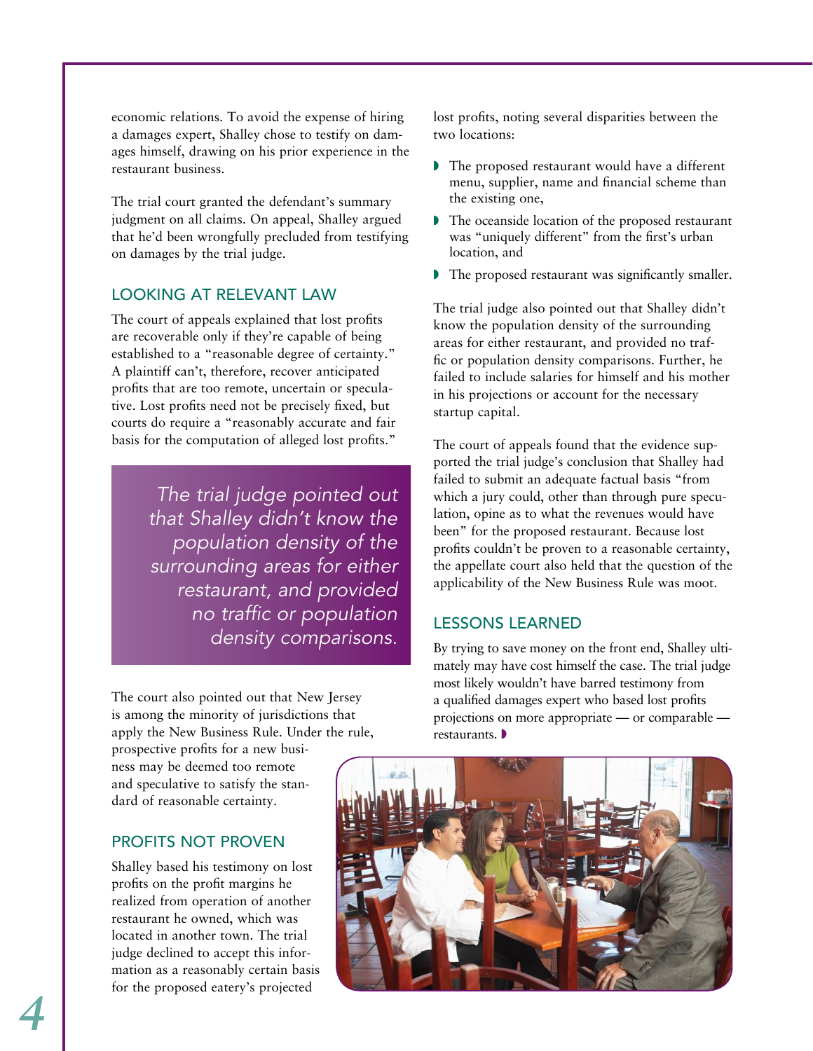economic relations. To avoid the expense of hiring a damages expert, Shalley chose to testify on damages himself, drawing on his prior experience in the restaurant business.

The trial court granted the defendant's summary judgment on all claims. On appeal, Shalley argued that he'd been wrongfully precluded from testifying on damages by the trial judge.

### LOOKING AT RELEVANT LAW

The court of appeals explained that lost profits are recoverable only if they're capable of being established to a "reasonable degree of certainty." A plaintiff can't, therefore, recover anticipated profits that are too remote, uncertain or speculative. Lost profits need not be precisely fixed, but courts do require a "reasonably accurate and fair basis for the computation of alleged lost profits."

> *The trial judge pointed out that Shalley didn't know the population density of the surrounding areas for either restaurant, and provided no traffic or population density comparisons.*

The court also pointed out that New Jersey is among the minority of jurisdictions that apply the New Business Rule. Under the rule, prospective profits for a new business may be deemed too remote and speculative to satisfy the standard of reasonable certainty.

### PROFITS NOT PROVEN

Shalley based his testimony on lost profits on the profit margins he realized from operation of another restaurant he owned, which was located in another town. The trial judge declined to accept this information as a reasonably certain basis for the proposed eatery's projected lost profits, noting several disparities between the two locations:

- The proposed restaurant would have a different menu, supplier, name and financial scheme than the existing one,
- The oceanside location of the proposed restaurant was "uniquely different" from the first's urban location, and
- The proposed restaurant was significantly smaller.

The trial judge also pointed out that Shalley didn't know the population density of the surrounding areas for either restaurant, and provided no traffic or population density comparisons. Further, he failed to include salaries for himself and his mother in his projections or account for the necessary startup capital.

The court of appeals found that the evidence supported the trial judge's conclusion that Shalley had failed to submit an adequate factual basis "from which a jury could, other than through pure speculation, opine as to what the revenues would have been" for the proposed restaurant. Because lost profits couldn't be proven to a reasonable certainty, the appellate court also held that the question of the applicability of the New Business Rule was moot.

### LESSONS LEARNED

By trying to save money on the front end, Shalley ultimately may have cost himself the case. The trial judge most likely wouldn't have barred testimony from a qualified damages expert who based lost profits projections on more appropriate — or comparable — restaurants.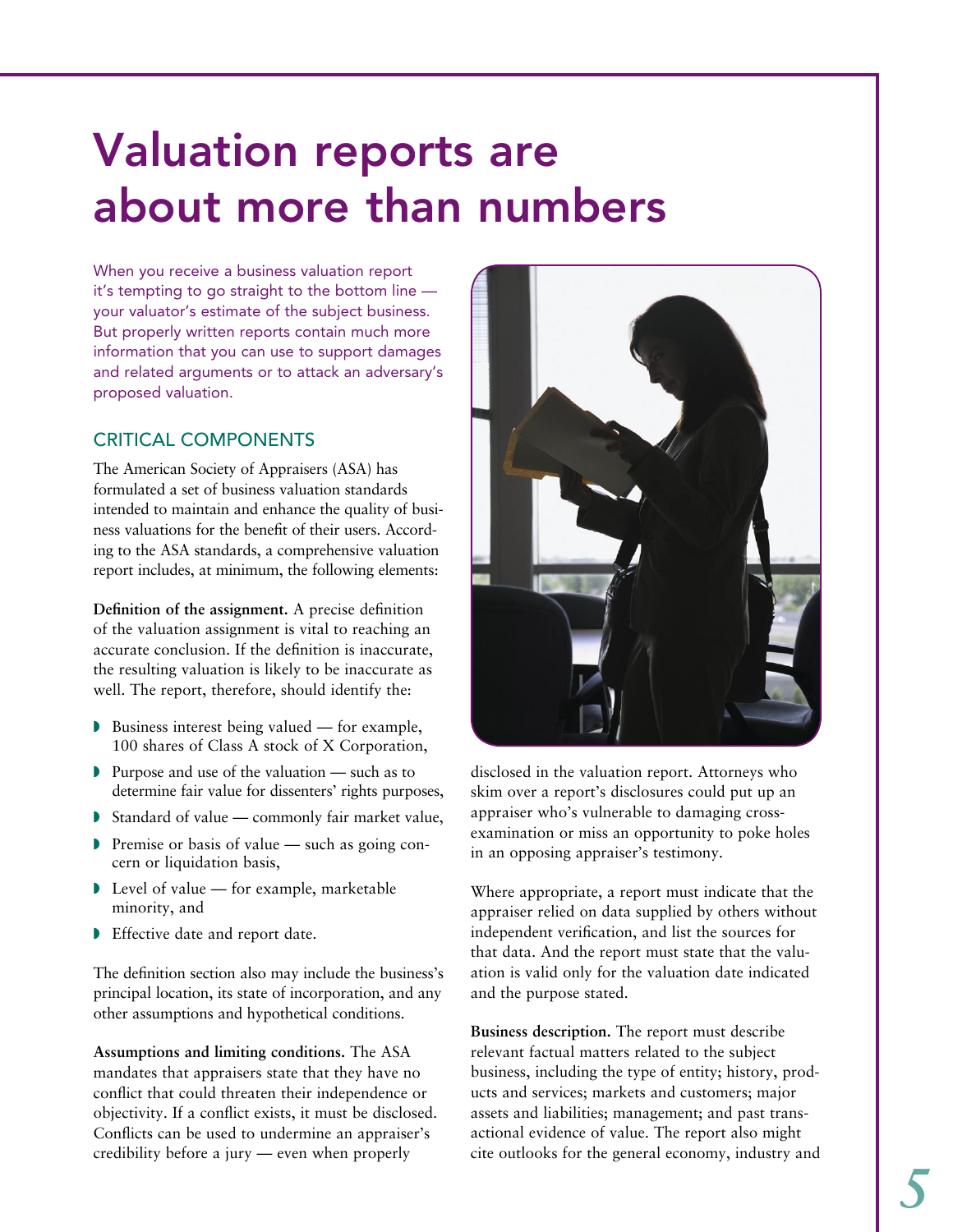# Valuation reports are about more than numbers

When you receive a business valuation report it's tempting to go straight to the bottom line — your valuator's estimate of the subject business. But properly written reports contain much more information that you can use to support damages and related arguments or to attack an adversary's proposed valuation.

## CRITICAL COMPONENTS

The American Society of Appraisers (ASA) has formulated a set of business valuation standards intended to maintain and enhance the quality of business valuations for the benefit of their users. According to the ASA standards, a comprehensive valuation report includes, at minimum, the following elements:

**Definition of the assignment.** A precise definition of the valuation assignment is vital to reaching an accurate conclusion. If the definition is inaccurate, the resulting valuation is likely to be inaccurate as well. The report, therefore, should identify the:

- Business interest being valued — for example, 100 shares of Class A stock of X Corporation,
- Purpose and use of the valuation — such as to determine fair value for dissenters' rights purposes,
- Standard of value — commonly fair market value,
- Premise or basis of value — such as going concern or liquidation basis,
- Level of value — for example, marketable minority, and
- Effective date and report date.

The definition section also may include the business's principal location, its state of incorporation, and any other assumptions and hypothetical conditions.

**Assumptions and limiting conditions.** The ASA mandates that appraisers state that they have no conflict that could threaten their independence or objectivity. If a conflict exists, it must be disclosed. Conflicts can be used to undermine an appraiser's credibility before a jury — even when properly disclosed in the valuation report. Attorneys who skim over a report's disclosures could put up an appraiser who's vulnerable to damaging cross-examination or miss an opportunity to poke holes in an opposing appraiser's testimony.

Where appropriate, a report must indicate that the appraiser relied on data supplied by others without independent verification, and list the sources for that data. And the report must state that the valuation is valid only for the valuation date indicated and the purpose stated.

**Business description.** The report must describe relevant factual matters related to the subject business, including the type of entity; history, products and services; markets and customers; major assets and liabilities; management; and past transactional evidence of value. The report also might cite outlooks for the general economy, industry and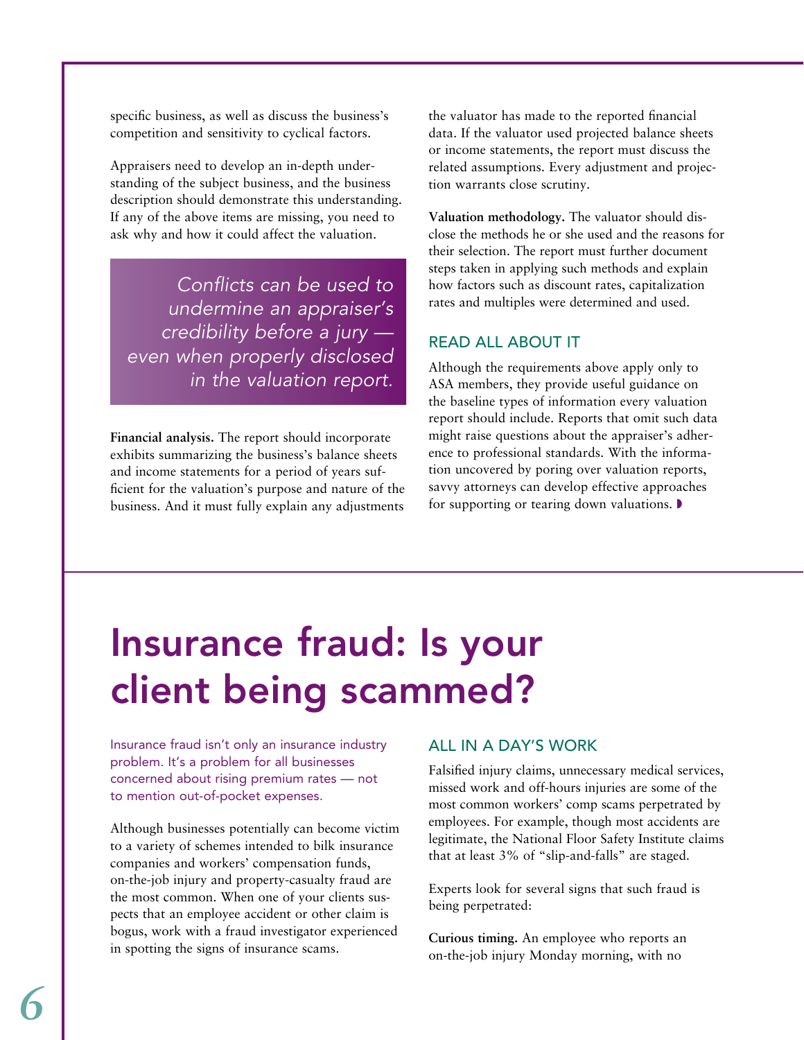specific business, as well as discuss the business's competition and sensitivity to cyclical factors.

Appraisers need to develop an in-depth understanding of the subject business, and the business description should demonstrate this understanding. If any of the above items are missing, you need to ask why and how it could affect the valuation.

> *Conflicts can be used to undermine an appraiser's credibility before a jury — even when properly disclosed in the valuation report.*

**Financial analysis.** The report should incorporate exhibits summarizing the business's balance sheets and income statements for a period of years sufficient for the valuation's purpose and nature of the business. And it must fully explain any adjustments the valuator has made to the reported financial data. If the valuator used projected balance sheets or income statements, the report must discuss the related assumptions. Every adjustment and projection warrants close scrutiny.

**Valuation methodology.** The valuator should disclose the methods he or she used and the reasons for their selection. The report must further document steps taken in applying such methods and explain how factors such as discount rates, capitalization rates and multiples were determined and used.

## READ ALL ABOUT IT

Although the requirements above apply only to ASA members, they provide useful guidance on the baseline types of information every valuation report should include. Reports that omit such data might raise questions about the appraiser's adherence to professional standards. With the information uncovered by poring over valuation reports, savvy attorneys can develop effective approaches for supporting or tearing down valuations.

# Insurance fraud: Is your client being scammed?

Insurance fraud isn't only an insurance industry problem. It's a problem for all businesses concerned about rising premium rates — not to mention out-of-pocket expenses.

Although businesses potentially can become victim to a variety of schemes intended to bilk insurance companies and workers' compensation funds, on-the-job injury and property-casualty fraud are the most common. When one of your clients suspects that an employee accident or other claim is bogus, work with a fraud investigator experienced in spotting the signs of insurance scams.

## ALL IN A DAY'S WORK

Falsified injury claims, unnecessary medical services, missed work and off-hours injuries are some of the most common workers' comp scams perpetrated by employees. For example, though most accidents are legitimate, the National Floor Safety Institute claims that at least 3% of "slip-and-falls" are staged.

Experts look for several signs that such fraud is being perpetrated:

**Curious timing.** An employee who reports an on-the-job injury Monday morning, with no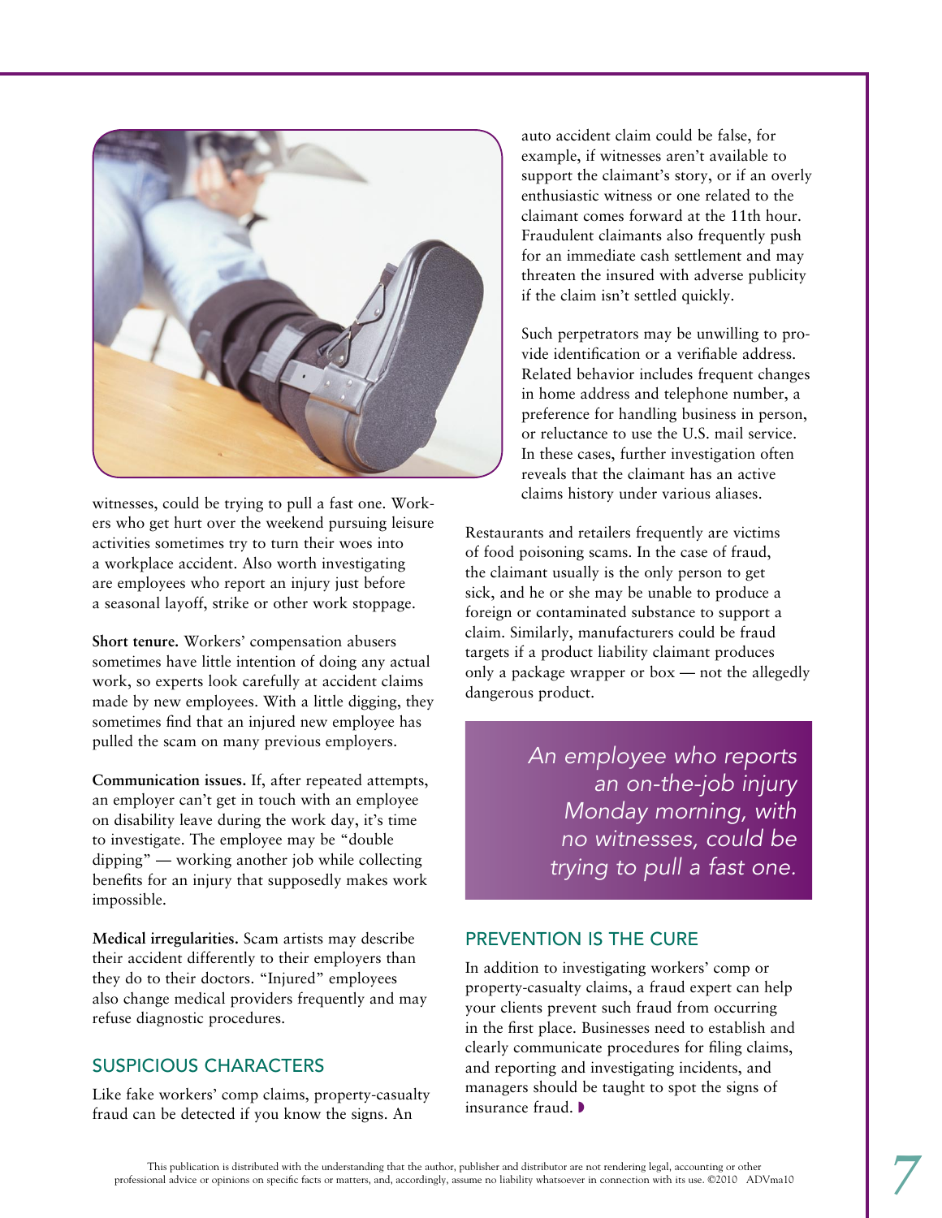witnesses, could be trying to pull a fast one. Workers who get hurt over the weekend pursuing leisure activities sometimes try to turn their woes into a workplace accident. Also worth investigating are employees who report an injury just before a seasonal layoff, strike or other work stoppage.

**Short tenure.** Workers' compensation abusers sometimes have little intention of doing any actual work, so experts look carefully at accident claims made by new employees. With a little digging, they sometimes find that an injured new employee has pulled the scam on many previous employers.

**Communication issues.** If, after repeated attempts, an employer can't get in touch with an employee on disability leave during the work day, it's time to investigate. The employee may be "double dipping" — working another job while collecting benefits for an injury that supposedly makes work impossible.

**Medical irregularities.** Scam artists may describe their accident differently to their employers than they do to their doctors. "Injured" employees also change medical providers frequently and may refuse diagnostic procedures.

## SUSPICIOUS CHARACTERS

Like fake workers' comp claims, property-casualty fraud can be detected if you know the signs. An auto accident claim could be false, for example, if witnesses aren't available to support the claimant's story, or if an overly enthusiastic witness or one related to the claimant comes forward at the 11th hour. Fraudulent claimants also frequently push for an immediate cash settlement and may threaten the insured with adverse publicity if the claim isn't settled quickly.

Such perpetrators may be unwilling to provide identification or a verifiable address. Related behavior includes frequent changes in home address and telephone number, a preference for handling business in person, or reluctance to use the U.S. mail service. In these cases, further investigation often reveals that the claimant has an active claims history under various aliases.

Restaurants and retailers frequently are victims of food poisoning scams. In the case of fraud, the claimant usually is the only person to get sick, and he or she may be unable to produce a foreign or contaminated substance to support a claim. Similarly, manufacturers could be fraud targets if a product liability claimant produces only a package wrapper or box — not the allegedly dangerous product.

> *An employee who reports an on-the-job injury Monday morning, with no witnesses, could be trying to pull a fast one.*

## PREVENTION IS THE CURE

In addition to investigating workers' comp or property-casualty claims, a fraud expert can help your clients prevent such fraud from occurring in the first place. Businesses need to establish and clearly communicate procedures for filing claims, and reporting and investigating incidents, and managers should be taught to spot the signs of insurance fraud.

This publication is distributed with the understanding that the author, publisher and distributor are not rendering legal, accounting or other professional advice or opinions on specific facts or matters, and, accordingly, assume no liability whatsoever in connection with its use. ©2010 ADVma10